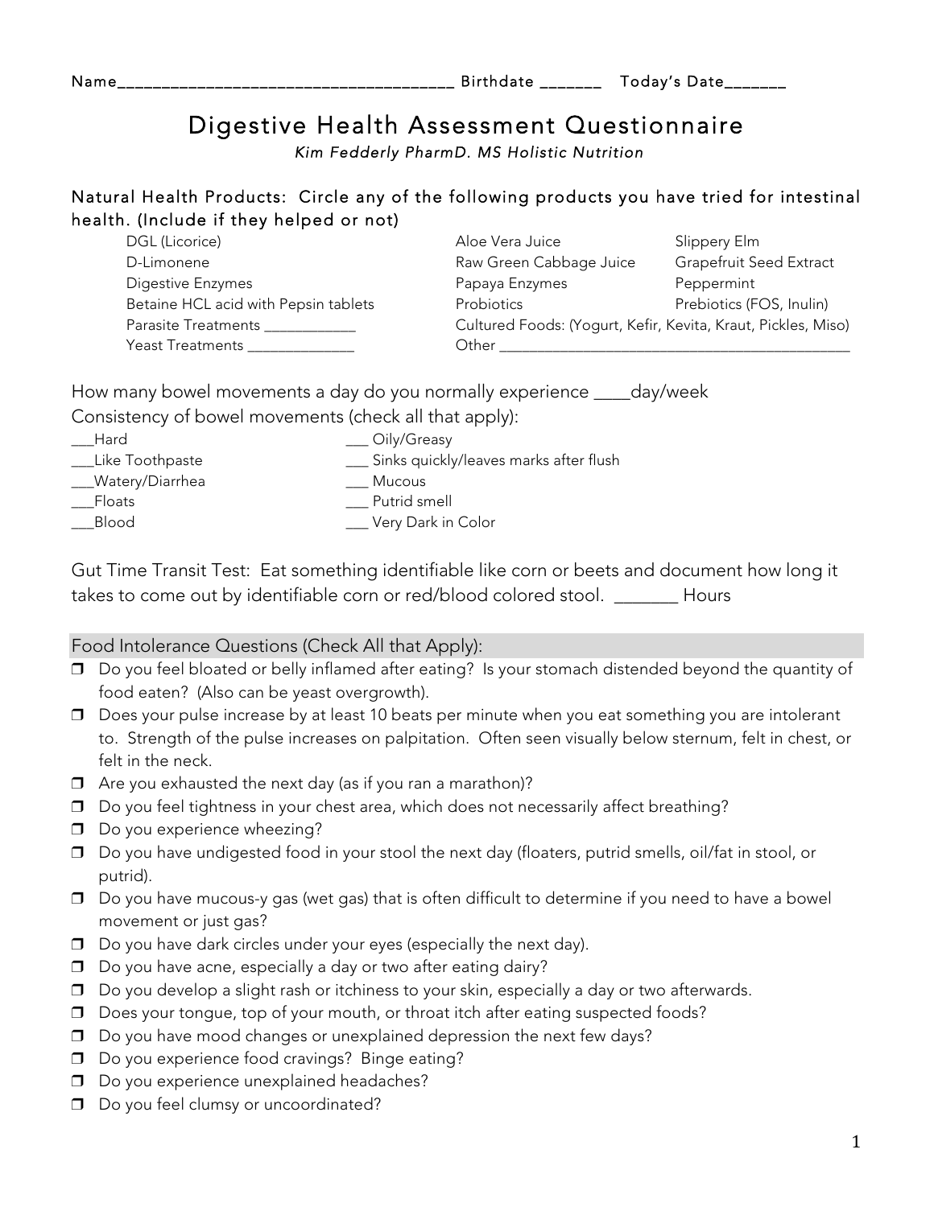Name______________________________________ Birthdate _______ Today's Date_______

# Digestive Health Assessment Questionnaire

*Kim Fedderly PharmD. MS Holistic Nutrition*

Natural Health Products: Circle any of the following products you have tried for intestinal health. (Include if they helped or not)

| | | |
|---|---|---|
| DGL (Licorice) | Aloe Vera Juice | Slippery Elm |
| D-Limonene | Raw Green Cabbage Juice | Grapefruit Seed Extract |
| Digestive Enzymes | Papaya Enzymes | Peppermint |
| Betaine HCL acid with Pepsin tablets | Probiotics | Prebiotics (FOS, Inulin) |
| Parasite Treatments ____________ | Cultured Foods: (Yogurt, Kefir, Kevita, Kraut, Pickles, Miso) | |
| Yeast Treatments ______________ | Other ______________________________________________ | |

How many bowel movements a day do you normally experience ____day/week

Consistency of bowel movements (check all that apply):

| | |
|---|---|
| ___Hard | ___ Oily/Greasy |
| ___Like Toothpaste | ___ Sinks quickly/leaves marks after flush |
| ___Watery/Diarrhea | ___ Mucous |
| ___Floats | ___ Putrid smell |
| ___Blood | ___ Very Dark in Color |

Gut Time Transit Test: Eat something identifiable like corn or beets and document how long it takes to come out by identifiable corn or red/blood colored stool. _______ Hours

## Food Intolerance Questions (Check All that Apply):

- ❒ Do you feel bloated or belly inflamed after eating? Is your stomach distended beyond the quantity of food eaten? (Also can be yeast overgrowth).
- ❒ Does your pulse increase by at least 10 beats per minute when you eat something you are intolerant to. Strength of the pulse increases on palpitation. Often seen visually below sternum, felt in chest, or felt in the neck.
- ❒ Are you exhausted the next day (as if you ran a marathon)?
- ❒ Do you feel tightness in your chest area, which does not necessarily affect breathing?
- ❒ Do you experience wheezing?
- ❒ Do you have undigested food in your stool the next day (floaters, putrid smells, oil/fat in stool, or putrid).
- ❒ Do you have mucous-y gas (wet gas) that is often difficult to determine if you need to have a bowel movement or just gas?
- ❒ Do you have dark circles under your eyes (especially the next day).
- ❒ Do you have acne, especially a day or two after eating dairy?
- ❒ Do you develop a slight rash or itchiness to your skin, especially a day or two afterwards.
- ❒ Does your tongue, top of your mouth, or throat itch after eating suspected foods?
- ❒ Do you have mood changes or unexplained depression the next few days?
- ❒ Do you experience food cravings? Binge eating?
- ❒ Do you experience unexplained headaches?
- ❒ Do you feel clumsy or uncoordinated?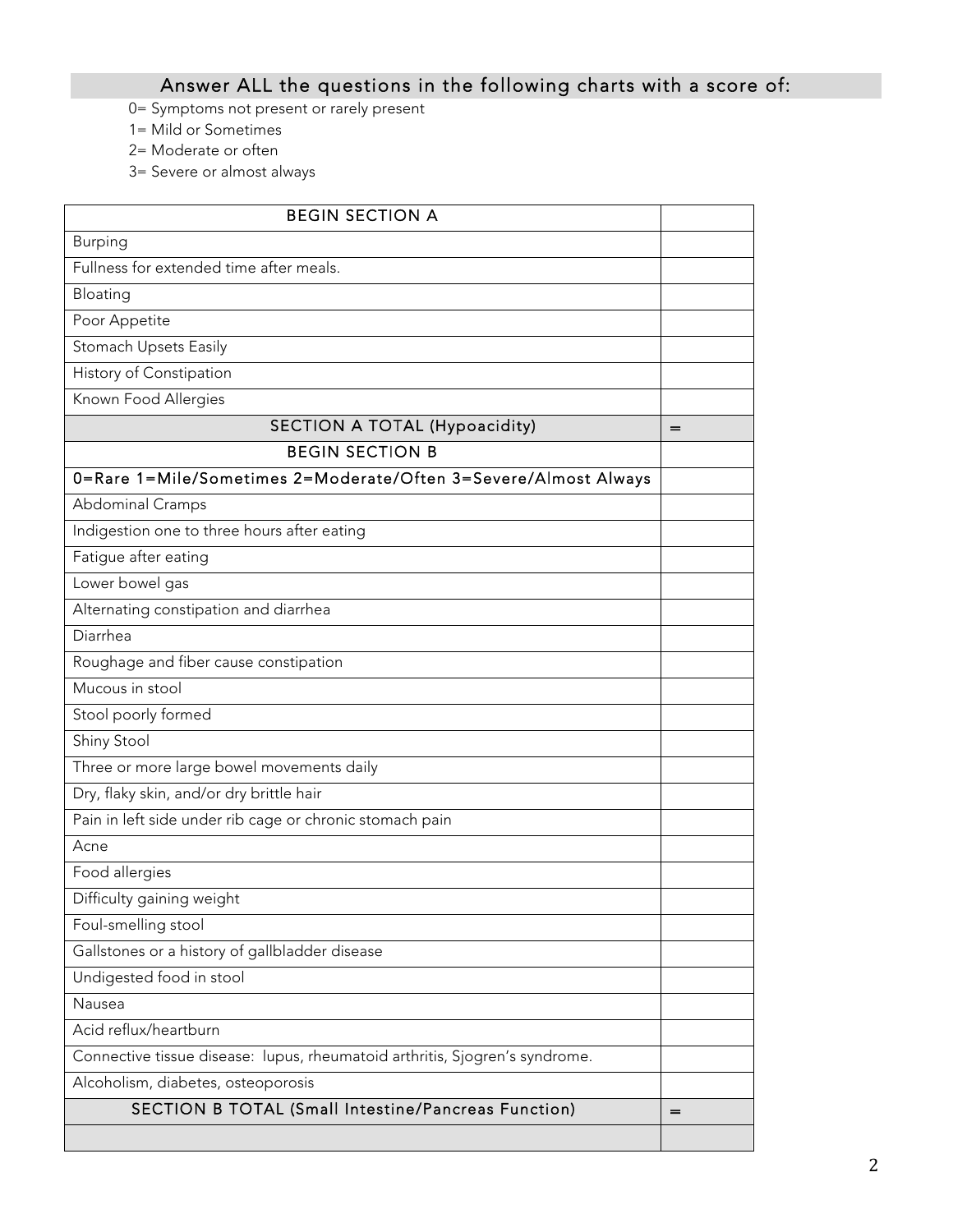## Answer ALL the questions in the following charts with a score of:

0= Symptoms not present or rarely present
1= Mild or Sometimes
2= Moderate or often
3= Severe or almost always

| BEGIN SECTION A | |
|---|---|
| Burping | |
| Fullness for extended time after meals. | |
| Bloating | |
| Poor Appetite | |
| Stomach Upsets Easily | |
| History of Constipation | |
| Known Food Allergies | |
| SECTION A TOTAL (Hypoacidity) | = |
| BEGIN SECTION B | |
| 0=Rare 1=Mile/Sometimes 2=Moderate/Often 3=Severe/Almost Always | |
| Abdominal Cramps | |
| Indigestion one to three hours after eating | |
| Fatigue after eating | |
| Lower bowel gas | |
| Alternating constipation and diarrhea | |
| Diarrhea | |
| Roughage and fiber cause constipation | |
| Mucous in stool | |
| Stool poorly formed | |
| Shiny Stool | |
| Three or more large bowel movements daily | |
| Dry, flaky skin, and/or dry brittle hair | |
| Pain in left side under rib cage or chronic stomach pain | |
| Acne | |
| Food allergies | |
| Difficulty gaining weight | |
| Foul-smelling stool | |
| Gallstones or a history of gallbladder disease | |
| Undigested food in stool | |
| Nausea | |
| Acid reflux/heartburn | |
| Connective tissue disease: lupus, rheumatoid arthritis, Sjogren's syndrome. | |
| Alcoholism, diabetes, osteoporosis | |
| SECTION B TOTAL (Small Intestine/Pancreas Function) | = |
| | |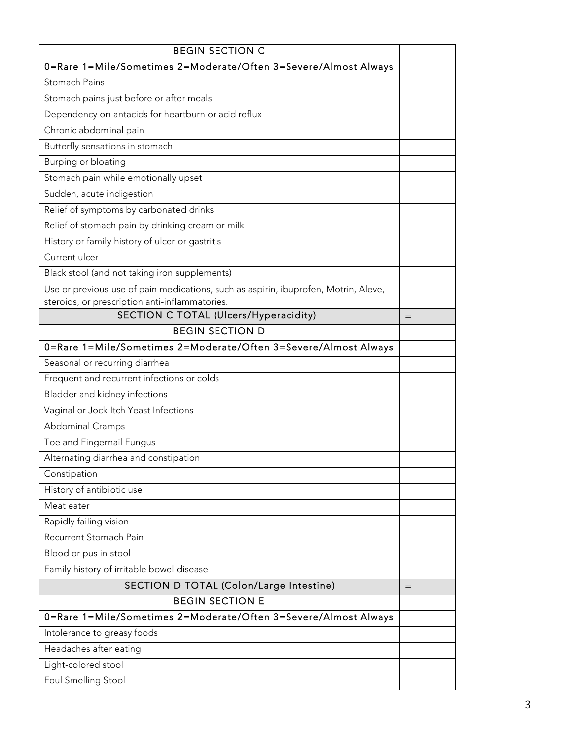| BEGIN SECTION C | |
| --- | --- |
| 0=Rare 1=Mile/Sometimes 2=Moderate/Often 3=Severe/Almost Always | |
| Stomach Pains | |
| Stomach pains just before or after meals | |
| Dependency on antacids for heartburn or acid reflux | |
| Chronic abdominal pain | |
| Butterfly sensations in stomach | |
| Burping or bloating | |
| Stomach pain while emotionally upset | |
| Sudden, acute indigestion | |
| Relief of symptoms by carbonated drinks | |
| Relief of stomach pain by drinking cream or milk | |
| History or family history of ulcer or gastritis | |
| Current ulcer | |
| Black stool (and not taking iron supplements) | |
| Use or previous use of pain medications, such as aspirin, ibuprofen, Motrin, Aleve, steroids, or prescription anti-inflammatories. | |
| SECTION C TOTAL (Ulcers/Hyperacidity) | = |
| BEGIN SECTION D | |
| 0=Rare 1=Mile/Sometimes 2=Moderate/Often 3=Severe/Almost Always | |
| Seasonal or recurring diarrhea | |
| Frequent and recurrent infections or colds | |
| Bladder and kidney infections | |
| Vaginal or Jock Itch Yeast Infections | |
| Abdominal Cramps | |
| Toe and Fingernail Fungus | |
| Alternating diarrhea and constipation | |
| Constipation | |
| History of antibiotic use | |
| Meat eater | |
| Rapidly failing vision | |
| Recurrent Stomach Pain | |
| Blood or pus in stool | |
| Family history of irritable bowel disease | |
| SECTION D TOTAL (Colon/Large Intestine) | = |
| BEGIN SECTION E | |
| 0=Rare 1=Mile/Sometimes 2=Moderate/Often 3=Severe/Almost Always | |
| Intolerance to greasy foods | |
| Headaches after eating | |
| Light-colored stool | |
| Foul Smelling Stool | |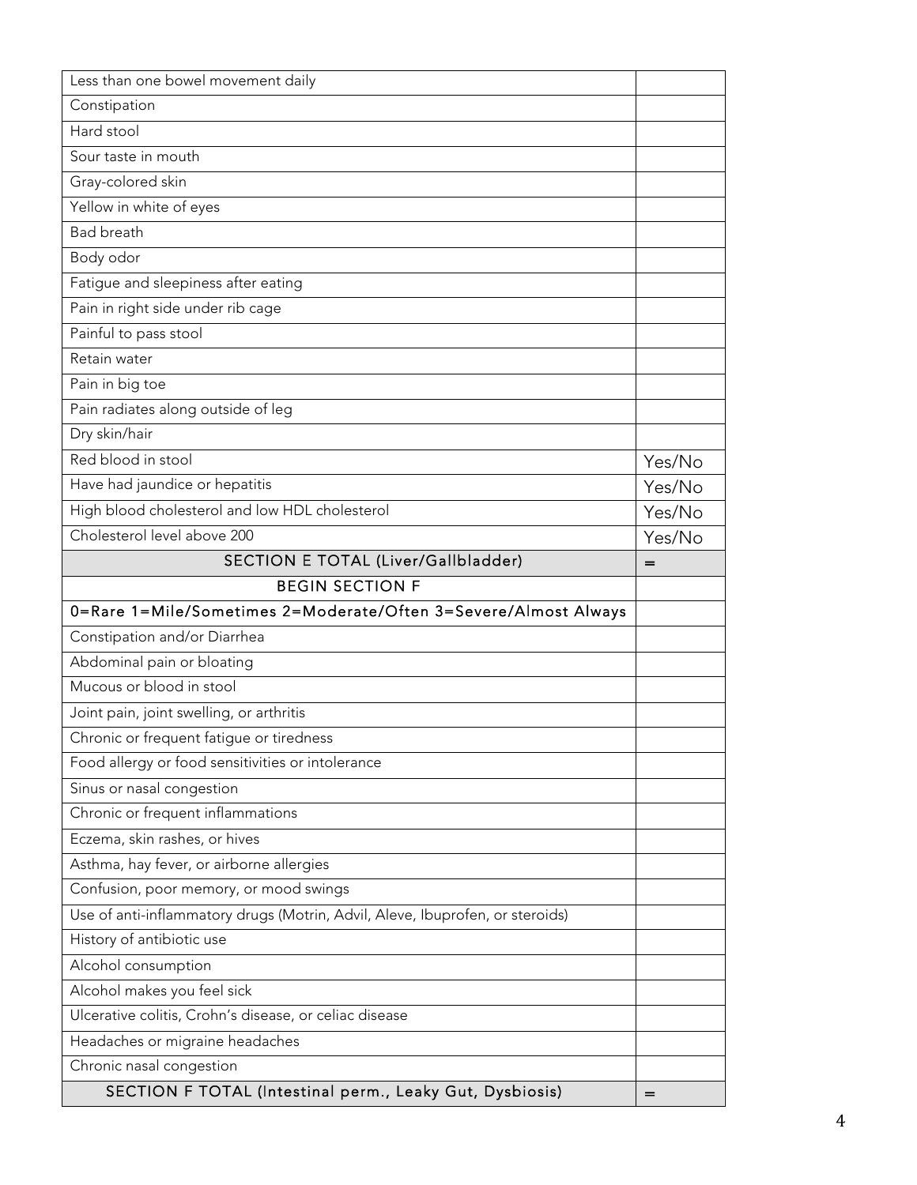| | |
|---|---|
| Less than one bowel movement daily | |
| Constipation | |
| Hard stool | |
| Sour taste in mouth | |
| Gray-colored skin | |
| Yellow in white of eyes | |
| Bad breath | |
| Body odor | |
| Fatigue and sleepiness after eating | |
| Pain in right side under rib cage | |
| Painful to pass stool | |
| Retain water | |
| Pain in big toe | |
| Pain radiates along outside of leg | |
| Dry skin/hair | |
| Red blood in stool | Yes/No |
| Have had jaundice or hepatitis | Yes/No |
| High blood cholesterol and low HDL cholesterol | Yes/No |
| Cholesterol level above 200 | Yes/No |
| **SECTION E TOTAL (Liver/Gallbladder)** | = |
| **BEGIN SECTION F** | |
| 0=Rare 1=Mile/Sometimes 2=Moderate/Often 3=Severe/Almost Always | |
| Constipation and/or Diarrhea | |
| Abdominal pain or bloating | |
| Mucous or blood in stool | |
| Joint pain, joint swelling, or arthritis | |
| Chronic or frequent fatigue or tiredness | |
| Food allergy or food sensitivities or intolerance | |
| Sinus or nasal congestion | |
| Chronic or frequent inflammations | |
| Eczema, skin rashes, or hives | |
| Asthma, hay fever, or airborne allergies | |
| Confusion, poor memory, or mood swings | |
| Use of anti-inflammatory drugs (Motrin, Advil, Aleve, Ibuprofen, or steroids) | |
| History of antibiotic use | |
| Alcohol consumption | |
| Alcohol makes you feel sick | |
| Ulcerative colitis, Crohn's disease, or celiac disease | |
| Headaches or migraine headaches | |
| Chronic nasal congestion | |
| **SECTION F TOTAL (Intestinal perm., Leaky Gut, Dysbiosis)** | = |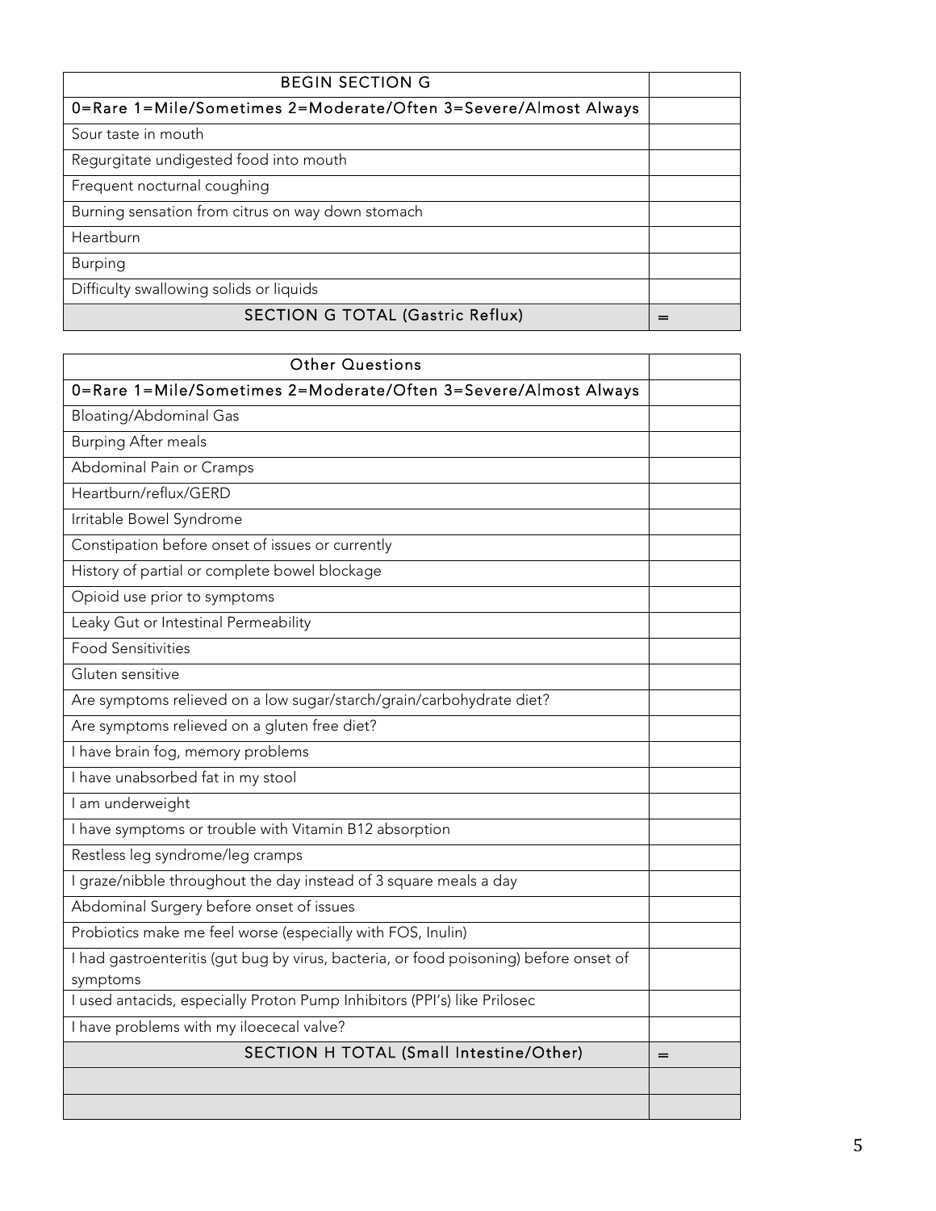| BEGIN SECTION G | |
|---|---|
| 0=Rare 1=Mile/Sometimes 2=Moderate/Often 3=Severe/Almost Always | |
| Sour taste in mouth | |
| Regurgitate undigested food into mouth | |
| Frequent nocturnal coughing | |
| Burning sensation from citrus on way down stomach | |
| Heartburn | |
| Burping | |
| Difficulty swallowing solids or liquids | |
| SECTION G TOTAL (Gastric Reflux) | = |

| Other Questions | |
|---|---|
| 0=Rare 1=Mile/Sometimes 2=Moderate/Often 3=Severe/Almost Always | |
| Bloating/Abdominal Gas | |
| Burping After meals | |
| Abdominal Pain or Cramps | |
| Heartburn/reflux/GERD | |
| Irritable Bowel Syndrome | |
| Constipation before onset of issues or currently | |
| History of partial or complete bowel blockage | |
| Opioid use prior to symptoms | |
| Leaky Gut or Intestinal Permeability | |
| Food Sensitivities | |
| Gluten sensitive | |
| Are symptoms relieved on a low sugar/starch/grain/carbohydrate diet? | |
| Are symptoms relieved on a gluten free diet? | |
| I have brain fog, memory problems | |
| I have unabsorbed fat in my stool | |
| I am underweight | |
| I have symptoms or trouble with Vitamin B12 absorption | |
| Restless leg syndrome/leg cramps | |
| I graze/nibble throughout the day instead of 3 square meals a day | |
| Abdominal Surgery before onset of issues | |
| Probiotics make me feel worse (especially with FOS, Inulin) | |
| I had gastroenteritis (gut bug by virus, bacteria, or food poisoning) before onset of symptoms | |
| I used antacids, especially Proton Pump Inhibitors (PPI's) like Prilosec | |
| I have problems with my ileocecal valve? | |
| SECTION H TOTAL (Small Intestine/Other) | = |
| | |
| | |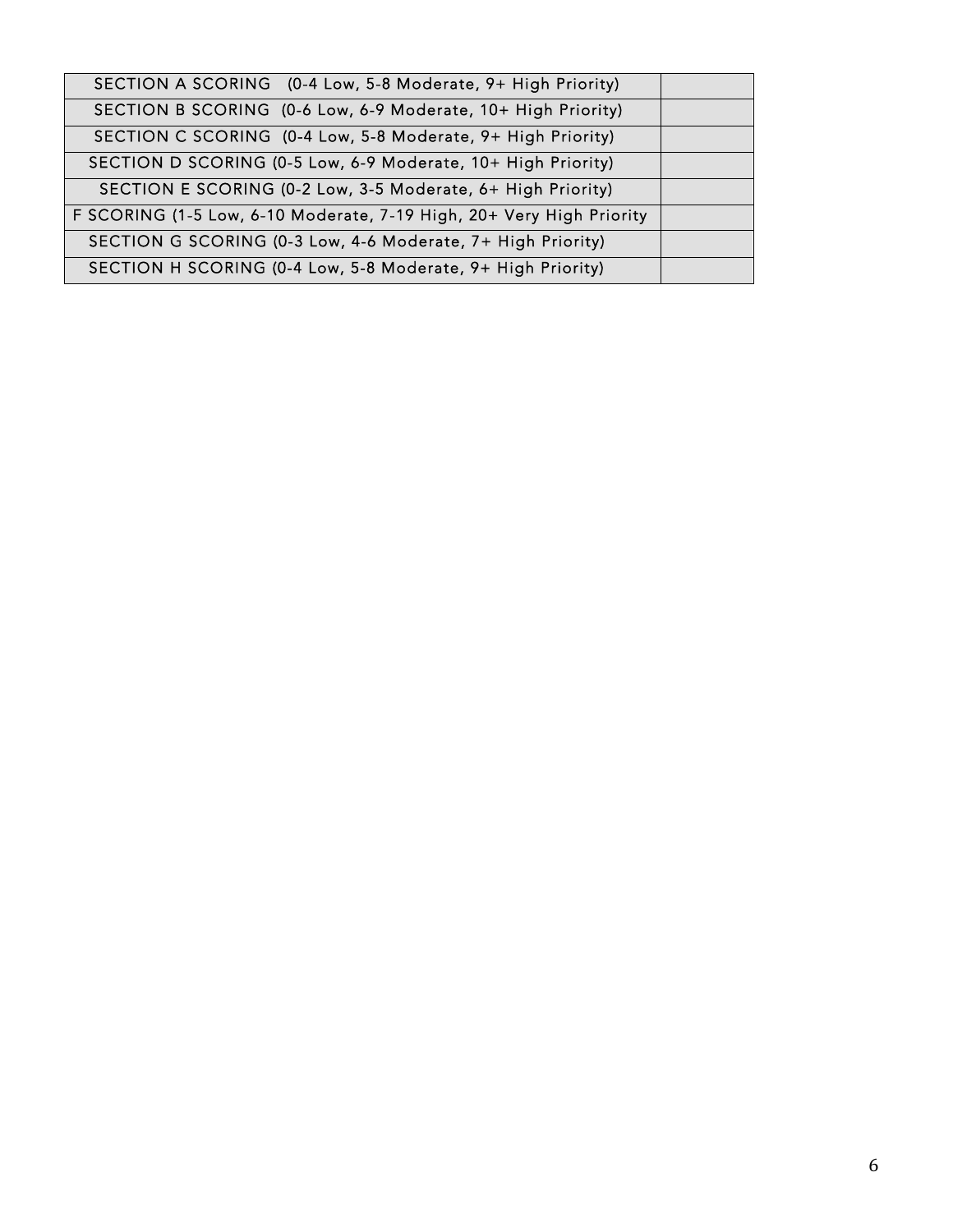| | |
|---|---|
| SECTION A SCORING (0-4 Low, 5-8 Moderate, 9+ High Priority) | |
| SECTION B SCORING (0-6 Low, 6-9 Moderate, 10+ High Priority) | |
| SECTION C SCORING (0-4 Low, 5-8 Moderate, 9+ High Priority) | |
| SECTION D SCORING (0-5 Low, 6-9 Moderate, 10+ High Priority) | |
| SECTION E SCORING (0-2 Low, 3-5 Moderate, 6+ High Priority) | |
| F SCORING (1-5 Low, 6-10 Moderate, 7-19 High, 20+ Very High Priority | |
| SECTION G SCORING (0-3 Low, 4-6 Moderate, 7+ High Priority) | |
| SECTION H SCORING (0-4 Low, 5-8 Moderate, 9+ High Priority) | |